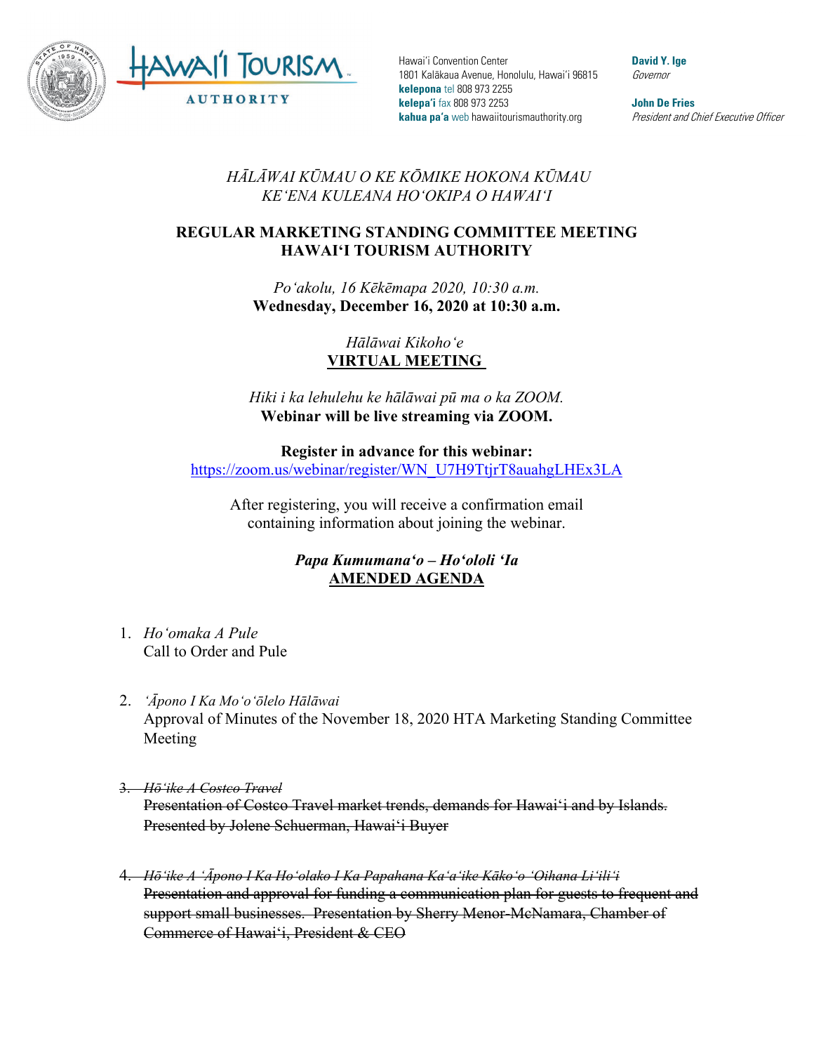Hawai'i Convention Center
1801 Kalākaua Avenue, Honolulu, Hawai'i 96815
**kelepona** tel 808 973 2255
**kelepa'i** fax 808 973 2253
**kahua pa'a** web hawaiitourismauthority.org

**David Y. Ige**
*Governor*

**John De Fries**
*President and Chief Executive Officer*

*HĀLĀWAI KŪMAU O KE KŌMIKE HOKONA KŪMAU*
*KEʻENA KULEANA HOʻOKIPA O HAWAIʻI*

**REGULAR MARKETING STANDING COMMITTEE MEETING**
**HAWAIʻI TOURISM AUTHORITY**

*Poʻakolu, 16 Kēkēmapa 2020, 10:30 a.m.*
**Wednesday, December 16, 2020 at 10:30 a.m.**

*Hālāwai Kikohoʻe*
**VIRTUAL MEETING**

*Hiki i ka lehulehu ke hālāwai pū ma o ka ZOOM.*
**Webinar will be live streaming via ZOOM.**

**Register in advance for this webinar:**
https://zoom.us/webinar/register/WN_U7H9TtjrT8auahgLHEx3LA

After registering, you will receive a confirmation email containing information about joining the webinar.

***Papa Kumumanaʻo – Hoʻololi ʻIa***
**AMENDED AGENDA**

1. *Hoʻomaka A Pule*
   Call to Order and Pule

2. *ʻĀpono I Ka Moʻoʻōlelo Hālāwai*
   Approval of Minutes of the November 18, 2020 HTA Marketing Standing Committee Meeting

3. ~~*Hōʻike A Costco Travel*~~
   ~~Presentation of Costco Travel market trends, demands for Hawaiʻi and by Islands. Presented by Jolene Schuerman, Hawaiʻi Buyer~~

4. ~~*Hōʻike A ʻĀpono I Ka Hoʻolako I Ka Papahana Kaʻaʻike Kākoʻo ʻOihana Liʻiliʻi*~~
   ~~Presentation and approval for funding a communication plan for guests to frequent and support small businesses. Presentation by Sherry Menor-McNamara, Chamber of Commerce of Hawaiʻi, President & CEO~~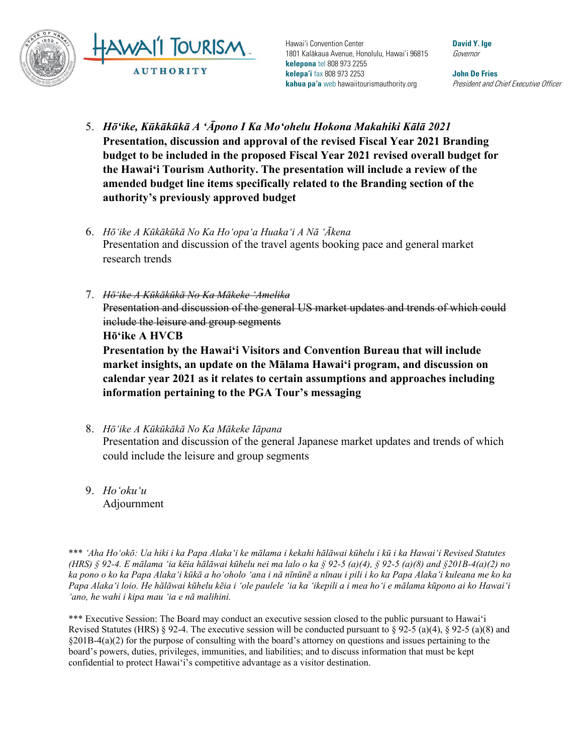5. ***Hōʻike, Kūkākūkā A ʻĀpono I Ka Moʻohelu Hokona Makahiki Kālā 2021***
   **Presentation, discussion and approval of the revised Fiscal Year 2021 Branding budget to be included in the proposed Fiscal Year 2021 revised overall budget for the Hawaiʻi Tourism Authority. The presentation will include a review of the amended budget line items specifically related to the Branding section of the authority's previously approved budget**

6. *Hōʻike A Kūkākūkā No Ka Hoʻopaʻa Huakaʻi A Nā ʻĀkena*
   Presentation and discussion of the travel agents booking pace and general market research trends

7. ~~*Hōʻike A Kūkākūkā No Ka Mākeke ʻAmelika*~~
   ~~Presentation and discussion of the general US market updates and trends of which could include the leisure and group segments~~
   **Hōʻike A HVCB**
   **Presentation by the Hawaiʻi Visitors and Convention Bureau that will include market insights, an update on the Mālama Hawaiʻi program, and discussion on calendar year 2021 as it relates to certain assumptions and approaches including information pertaining to the PGA Tour's messaging**

8. *Hōʻike A Kūkūkākā No Ka Mākeke Iāpana*
   Presentation and discussion of the general Japanese market updates and trends of which could include the leisure and group segments

9. *Hoʻokuʻu*
   Adjournment

*\*\*\* ʻAha Hoʻokō: Ua hiki i ka Papa Alakaʻi ke mālama i kekahi hālāwai kūhelu i kū i ka Hawaiʻi Revised Statutes (HRS) § 92-4. E mālama ʻia kēia hālāwai kūhelu nei ma lalo o ka § 92-5 (a)(4), § 92-5 (a)(8) and §201B-4(a)(2) no ka pono o ko ka Papa Alakaʻi kūkā a hoʻoholo ʻana i nā nīnūnē a nīnau i pili i ko ka Papa Alakaʻi kuleana me ko ka Papa Alakaʻi loio. He hālāwai kūhelu kēia i ʻole paulele ʻia ka ʻikepili a i mea hoʻi e mālama kūpono ai ko Hawaiʻi ʻano, he wahi i kipa mau ʻia e nā malihini.*

\*\*\* Executive Session: The Board may conduct an executive session closed to the public pursuant to Hawaiʻi Revised Statutes (HRS) § 92-4. The executive session will be conducted pursuant to § 92-5 (a)(4), § 92-5 (a)(8) and §201B-4(a)(2) for the purpose of consulting with the board's attorney on questions and issues pertaining to the board's powers, duties, privileges, immunities, and liabilities; and to discuss information that must be kept confidential to protect Hawaiʻi's competitive advantage as a visitor destination.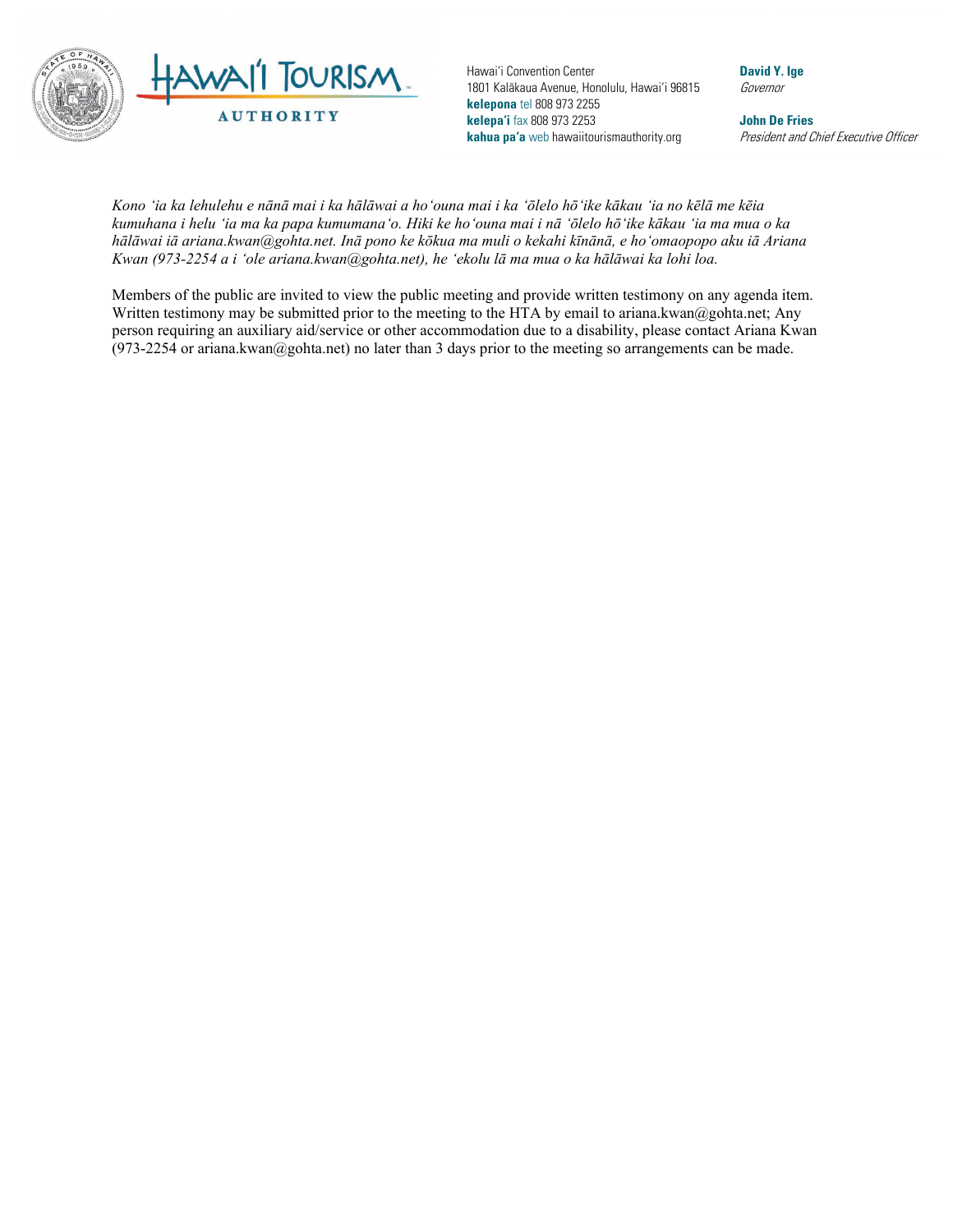Hawaiʻi Convention Center
1801 Kalākaua Avenue, Honolulu, Hawaiʻi 96815
**kelepona** tel 808 973 2255
**kelepaʻi** fax 808 973 2253
**kahua paʻa** web hawaiitourismauthority.org

**David Y. Ige**
*Governor*

**John De Fries**
*President and Chief Executive Officer*

*Kono ʻia ka lehulehu e nānā mai i ka hālāwai a hoʻouna mai i ka ʻōlelo hōʻike kākau ʻia no kēlā me kēia kumuhana i helu ʻia ma ka papa kumumanaʻo. Hiki ke hoʻouna mai i nā ʻōlelo hōʻike kākau ʻia ma mua o ka hālāwai iā ariana.kwan@gohta.net. Inā pono ke kōkua ma muli o kekahi kīnānā, e hoʻomaopopo aku iā Ariana Kwan (973-2254 a i ʻole ariana.kwan@gohta.net), he ʻekolu lā ma mua o ka hālāwai ka lohi loa.*

Members of the public are invited to view the public meeting and provide written testimony on any agenda item. Written testimony may be submitted prior to the meeting to the HTA by email to ariana.kwan@gohta.net; Any person requiring an auxiliary aid/service or other accommodation due to a disability, please contact Ariana Kwan (973-2254 or ariana.kwan@gohta.net) no later than 3 days prior to the meeting so arrangements can be made.